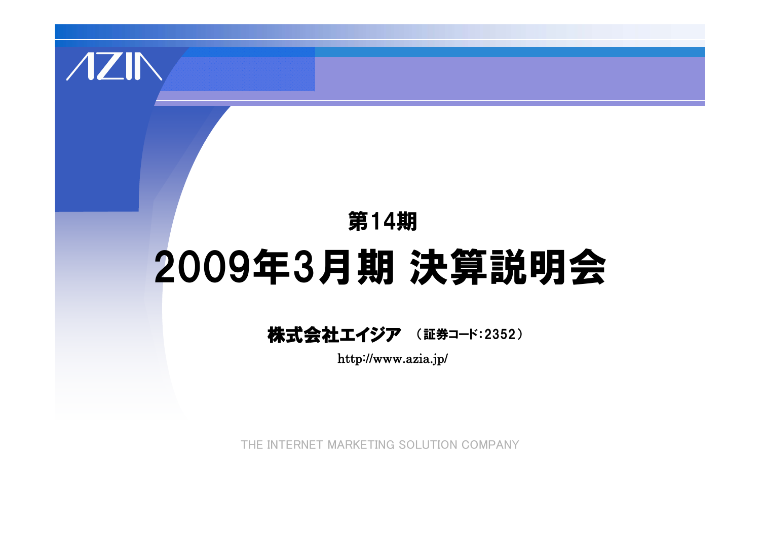AZIA

第14期

# 2009年3月期 決算説明会

**株式会社エイジア** （証券コード:2352）

http://www.azia.jp/

THE INTERNET MARKETING SOLUTION COMPANY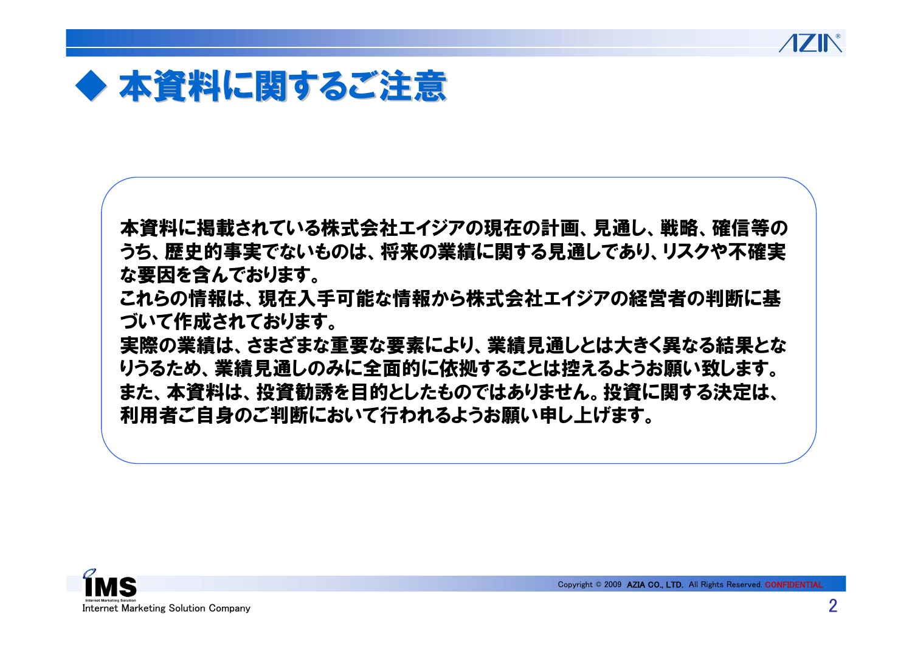# ◆ 本資料に関するご注意

本資料に掲載されている株式会社エイジアの現在の計画、見通し、戦略、確信等のうち、歴史的事実でないものは、将来の業績に関する見通しであり、リスクや不確実な要因を含んでおります。
これらの情報は、現在入手可能な情報から株式会社エイジアの経営者の判断に基づいて作成されております。
実際の業績は、さまざまな重要な要素により、業績見通しとは大きく異なる結果となりうるため、業績見通しのみに全面的に依拠することは控えるようお願い致します。
また、本資料は、投資勧誘を目的としたものではありません。投資に関する決定は、利用者ご自身のご判断において行われるようお願い申し上げます。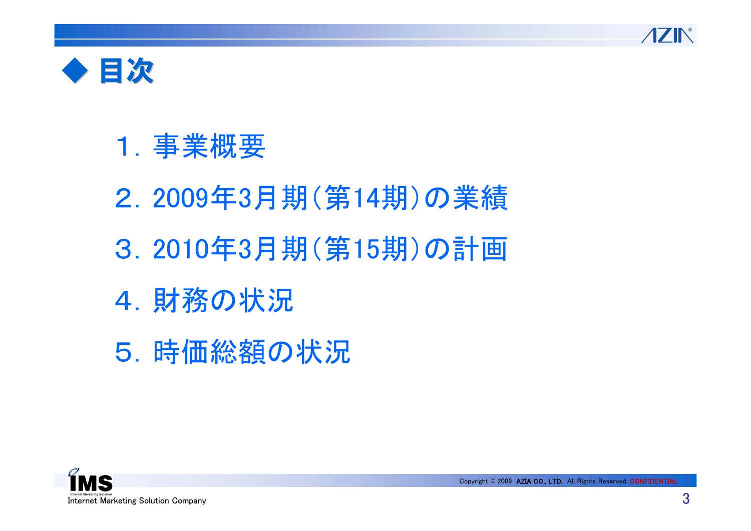# ◆ 目次

１．事業概要

２．2009年3月期（第14期）の業績

３．2010年3月期（第15期）の計画

４．財務の状況

５．時価総額の状況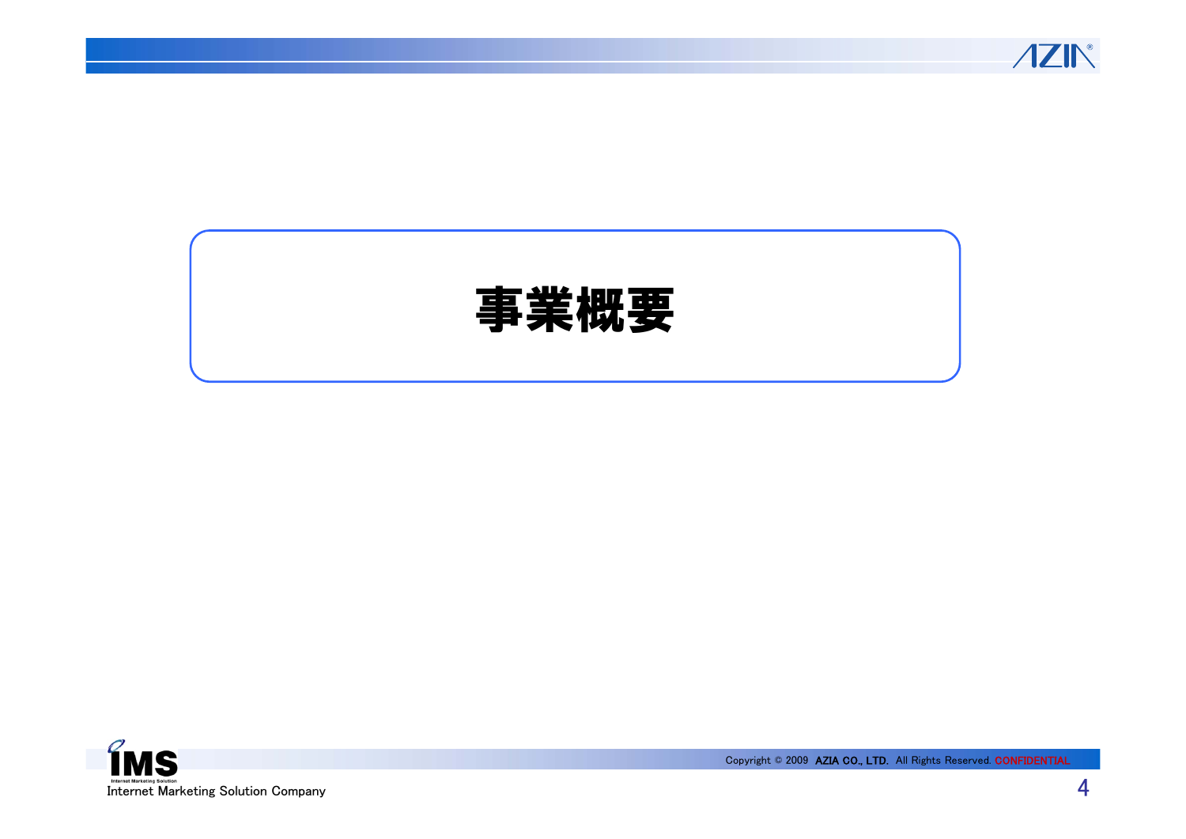# 事業概要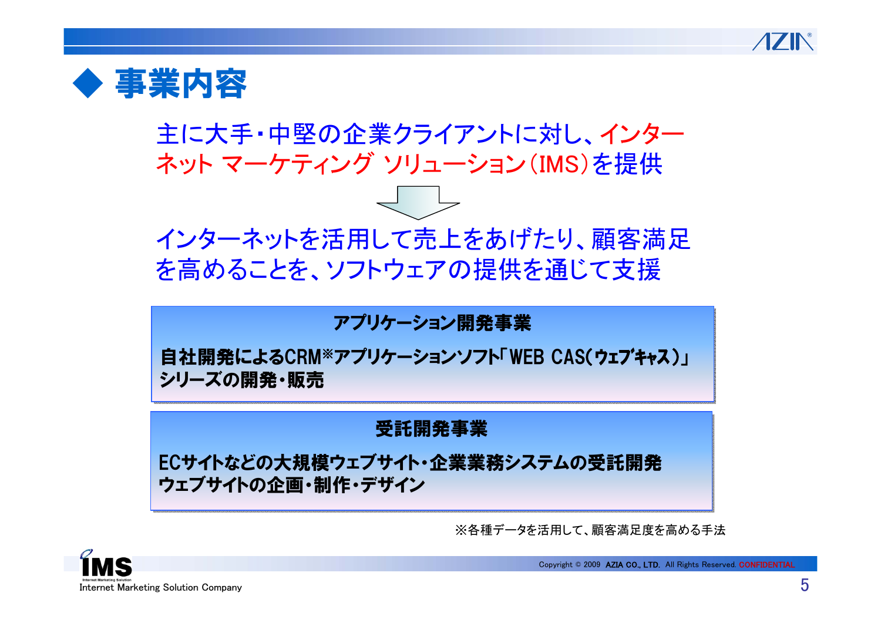# ◆ 事業内容

主に大手・中堅の企業クライアントに対し、インターネット マーケティング ソリューション（IMS）を提供

↓

インターネットを活用して売上をあげたり、顧客満足を高めることを、ソフトウェアの提供を通じて支援

**アプリケーション開発事業**

**自社開発によるCRM※アプリケーションソフト「WEB CAS(ｳｪﾌﾞｷｬｽ)」シリーズの開発・販売**

**受託開発事業**

**ECサイトなどの大規模ウェブサイト・企業業務システムの受託開発**
**ウェブサイトの企画・制作・デザイン**

※各種データを活用して、顧客満足度を高める手法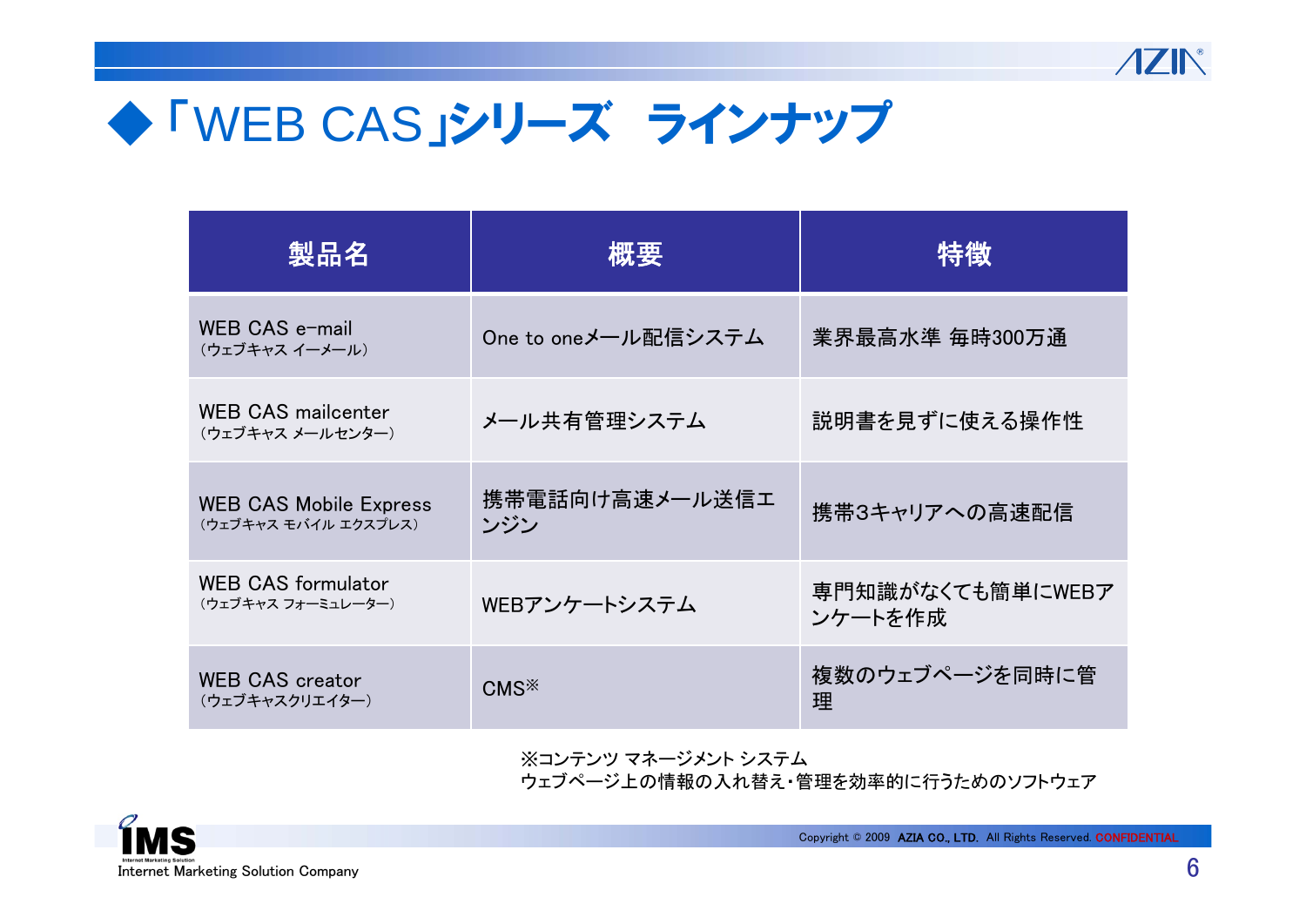# ◆「WEB CAS」シリーズ　ラインナップ

| 製品名 | 概要 | 特徴 |
|---|---|---|
| WEB CAS e-mail<br>（ウェブキャス イーメール） | One to oneメール配信システム | 業界最高水準 毎時300万通 |
| WEB CAS mailcenter<br>（ウェブキャス メールセンター） | メール共有管理システム | 説明書を見ずに使える操作性 |
| WEB CAS Mobile Express<br>（ウェブキャス モバイル エクスプレス） | 携帯電話向け高速メール送信エンジン | 携帯3キャリアへの高速配信 |
| WEB CAS formulator<br>（ウェブキャス フォーミュレーター） | WEBアンケートシステム | 専門知識がなくても簡単にWEBアンケートを作成 |
| WEB CAS creator<br>（ウェブキャスクリエイター） | CMS※ | 複数のウェブページを同時に管理 |

※コンテンツ マネージメント システム
ウェブページ上の情報の入れ替え・管理を効率的に行うためのソフトウェア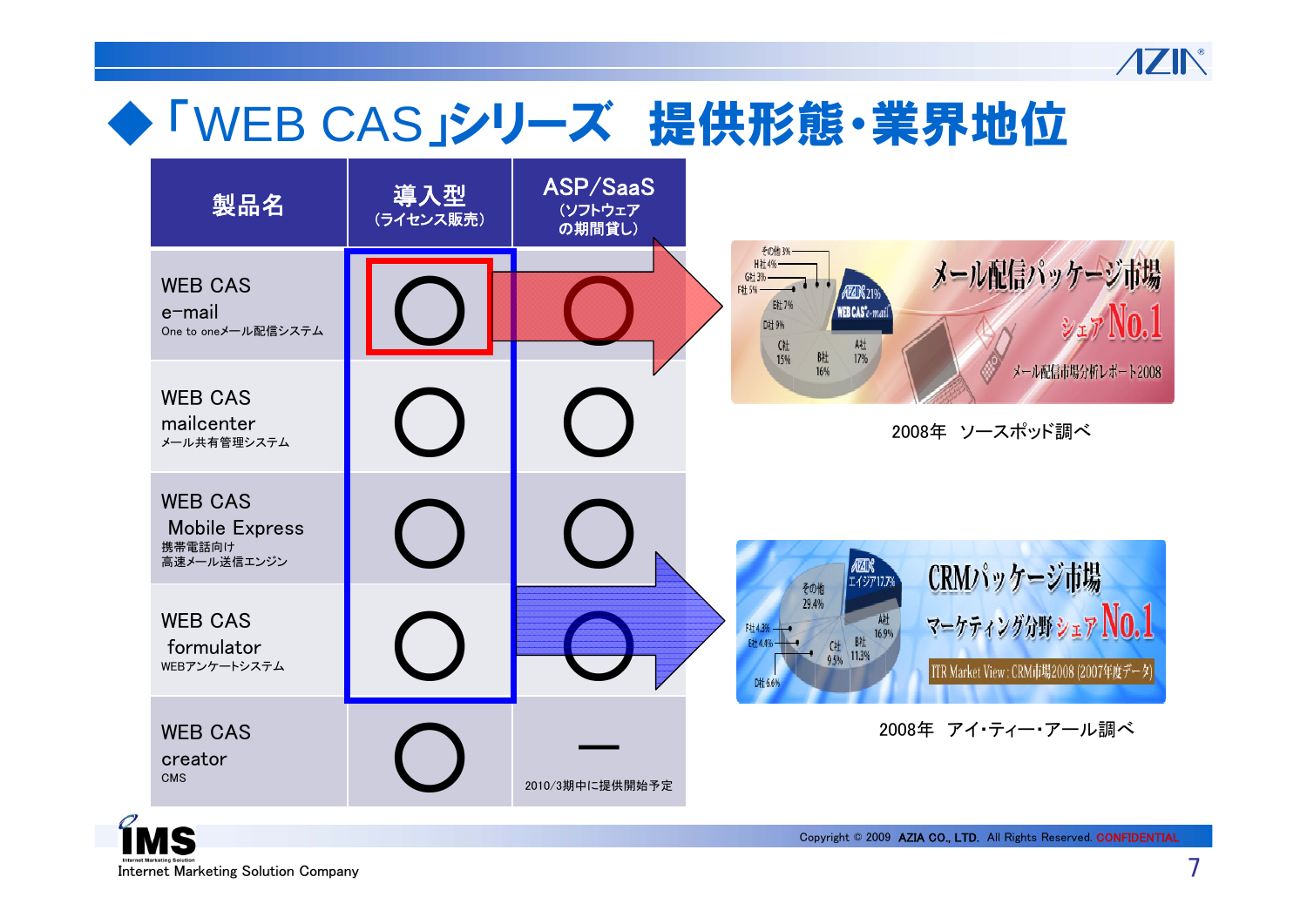# ◆「WEB CAS」シリーズ　提供形態・業界地位

| 製品名 | 導入型（ライセンス販売） | ASP/SaaS（ソフトウェアの期間貸し） |
|---|---|---|
| WEB CAS e-mail<br>One to oneメール配信システム | ○ | ○ |
| WEB CAS mailcenter<br>メール共有管理システム | ○ | ○ |
| WEB CAS Mobile Express<br>携帯電話向け高速メール送信エンジン | ○ | ○ |
| WEB CAS formulator<br>WEBアンケートシステム | ○ | ○ |
| WEB CAS creator<br>CMS | ○ | ―<br>2010/3期中に提供開始予定 |

メール配信パッケージ市場　シェアNo.1

メール配信市場分析レポート2008

その他 3%、H社 4%、G社 3%、F社 5%、E社 7%、D社 9%、C社 15%、B社 16%、A社 17%、AZIA 21% WEB CAS e-mail

2008年　ソースポッド調べ

CRMパッケージ市場　マーケティング分野 シェアNo.1

ITR Market View：CRM市場2008（2007年度データ）

AZIA エイジア 17.7%、A社 16.9%、B社 11.3%、C社 9.5%、D社 6.6%、E社 4.4%、F社 4.3%、その他 29.4%

2008年　アイ・ティー・アール調べ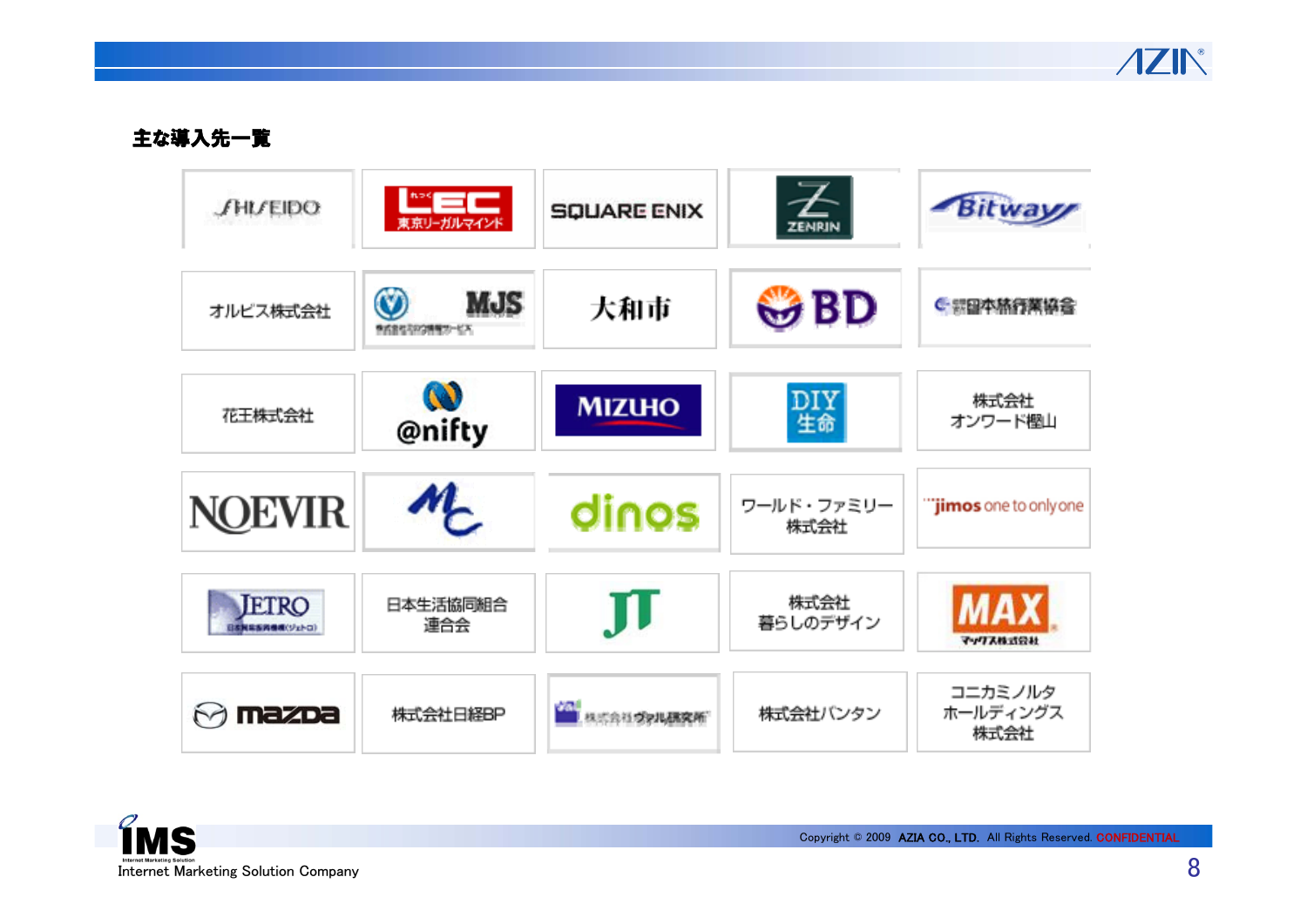## 主な導入先一覧

| | | | | |
|---|---|---|---|---|
| SHISEIDO | LEC 東京リーガルマインド | SQUARE ENIX | ZENRIN | Bitway |
| オルビス株式会社 | MJS | 大和市 | BD | 日本旅行業協会 |
| 花王株式会社 | @nifty | MIZUHO | DIY生命 | 株式会社 オンワード樫山 |
| NOEVIR | MC | dinos | ワールド・ファミリー株式会社 | jimos one to only one |
| JETRO | 日本生活協同組合連合会 | JT | 株式会社 暮らしのデザイン | MAX マックス株式会社 |
| mazda | 株式会社日経BP | 株式会社ヴァル研究所 | 株式会社パンタン | コニカミノルタ ホールディングス 株式会社 |

Copyright © 2009 AZIA CO., LTD. All Rights Reserved. CONFIDENTIAL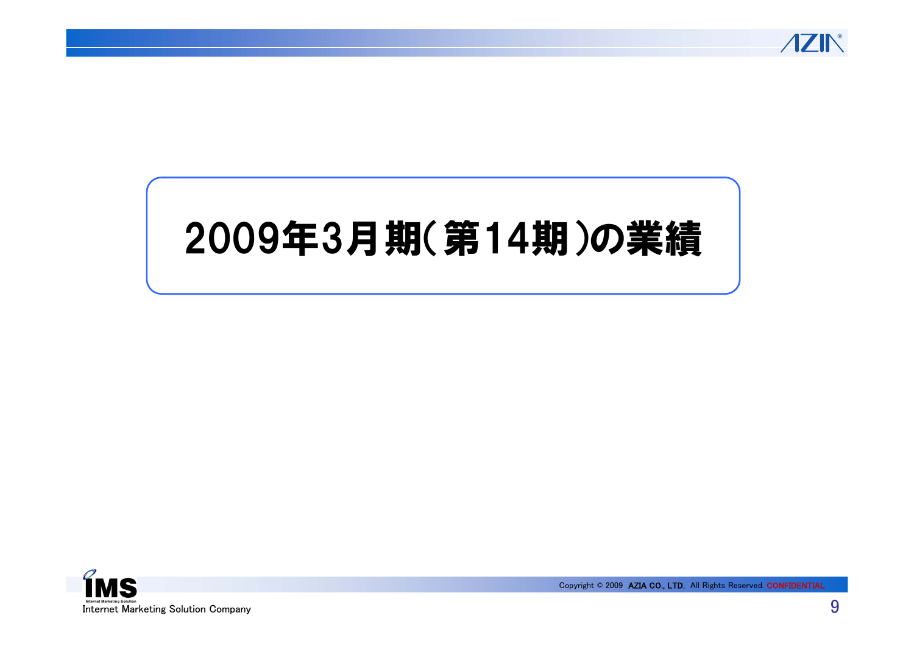# 2009年3月期(第14期)の業績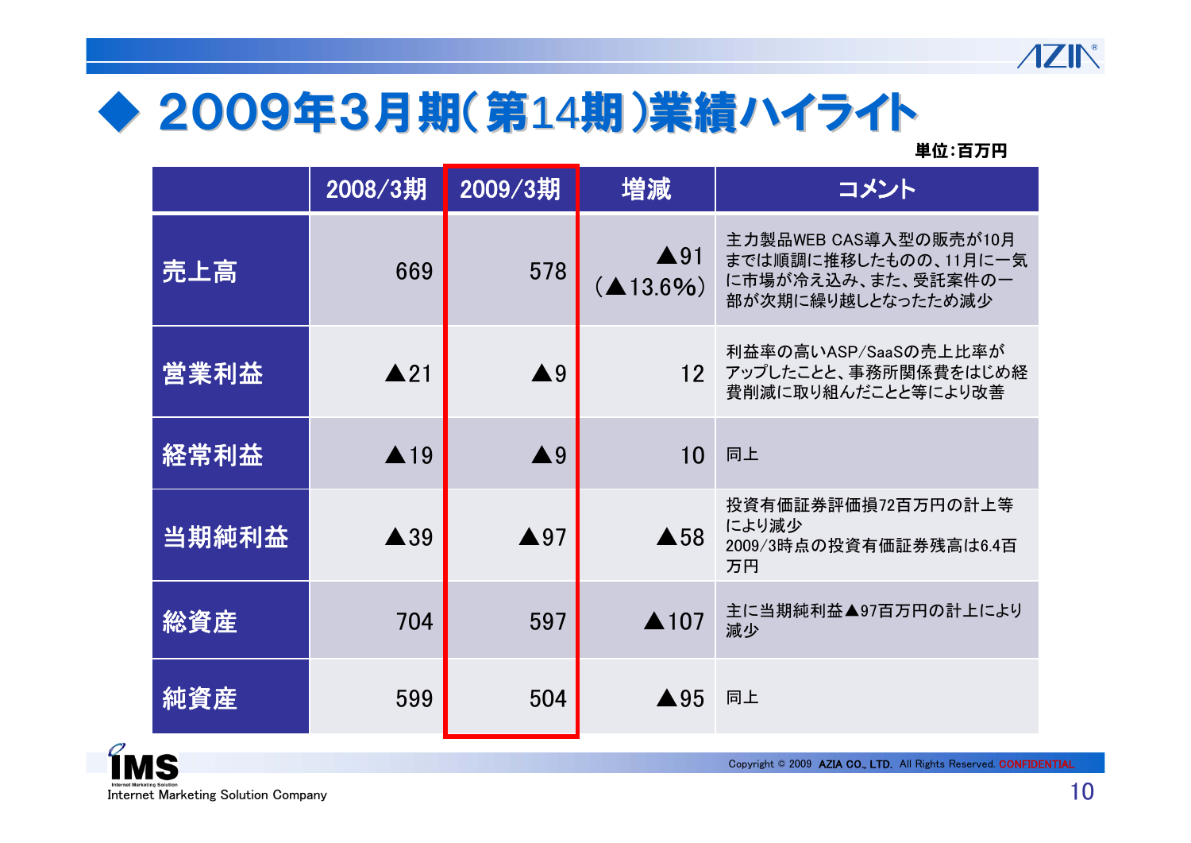## ◆ 2009年3月期（第14期）業績ハイライト

単位：百万円

| | 2008/3期 | 2009/3期 | 増減 | コメント |
|---|---|---|---|---|
| 売上高 | 669 | 578 | ▲91<br>（▲13.6%） | 主力製品WEB CAS導入型の販売が10月までは順調に推移したものの、11月に一気に市場が冷え込み、また、受託案件の一部が次期に繰り越しとなったため減少 |
| 営業利益 | ▲21 | ▲9 | 12 | 利益率の高いASP/SaaSの売上比率がアップしたことと、事務所関係費をはじめ経費削減に取り組んだことと等により改善 |
| 経常利益 | ▲19 | ▲9 | 10 | 同上 |
| 当期純利益 | ▲39 | ▲97 | ▲58 | 投資有価証券評価損72百万円の計上等により減少<br>2009/3時点の投資有価証券残高は6.4百万円 |
| 総資産 | 704 | 597 | ▲107 | 主に当期純利益▲97百万円の計上により減少 |
| 純資産 | 599 | 504 | ▲95 | 同上 |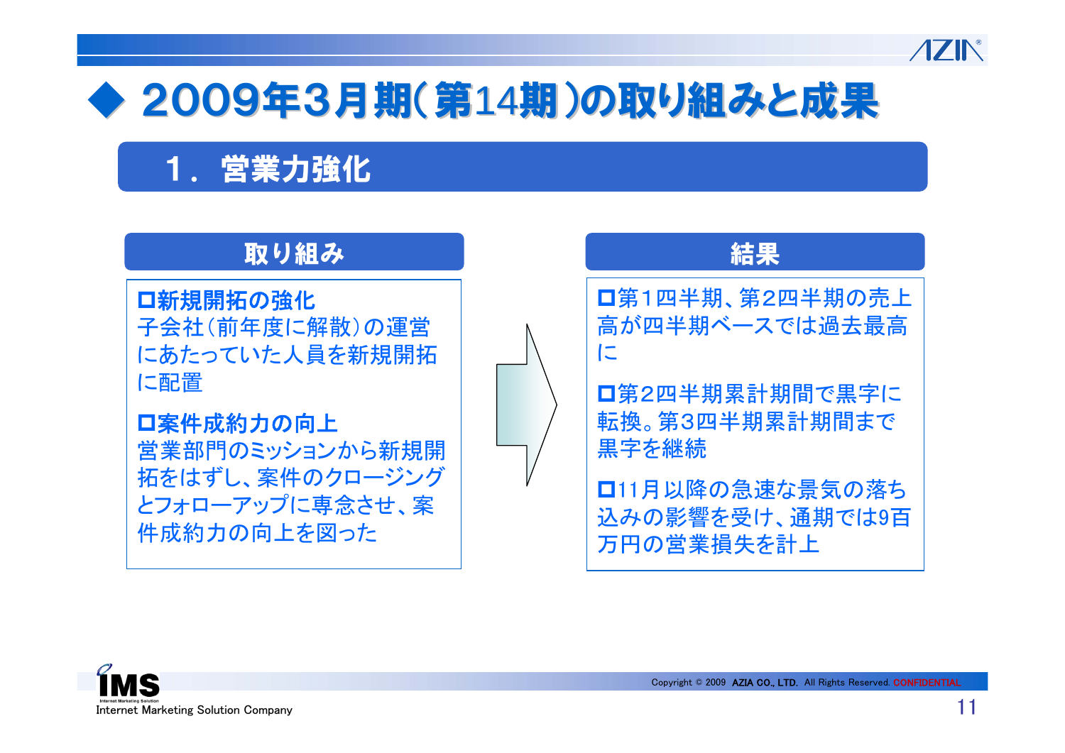# ◆ 2009年3月期（第14期）の取り組みと成果

## 1．営業力強化

### 取り組み

**□新規開拓の強化**
子会社（前年度に解散）の運営にあたっていた人員を新規開拓に配置

**□案件成約力の向上**
営業部門のミッションから新規開拓をはずし、案件のクロージングとフォローアップに専念させ、案件成約力の向上を図った

### 結果

□第1四半期、第2四半期の売上高が四半期ベースでは過去最高に

□第2四半期累計期間で黒字に転換。第3四半期累計期間まで黒字を継続

□11月以降の急速な景気の落ち込みの影響を受け、通期では9百万円の営業損失を計上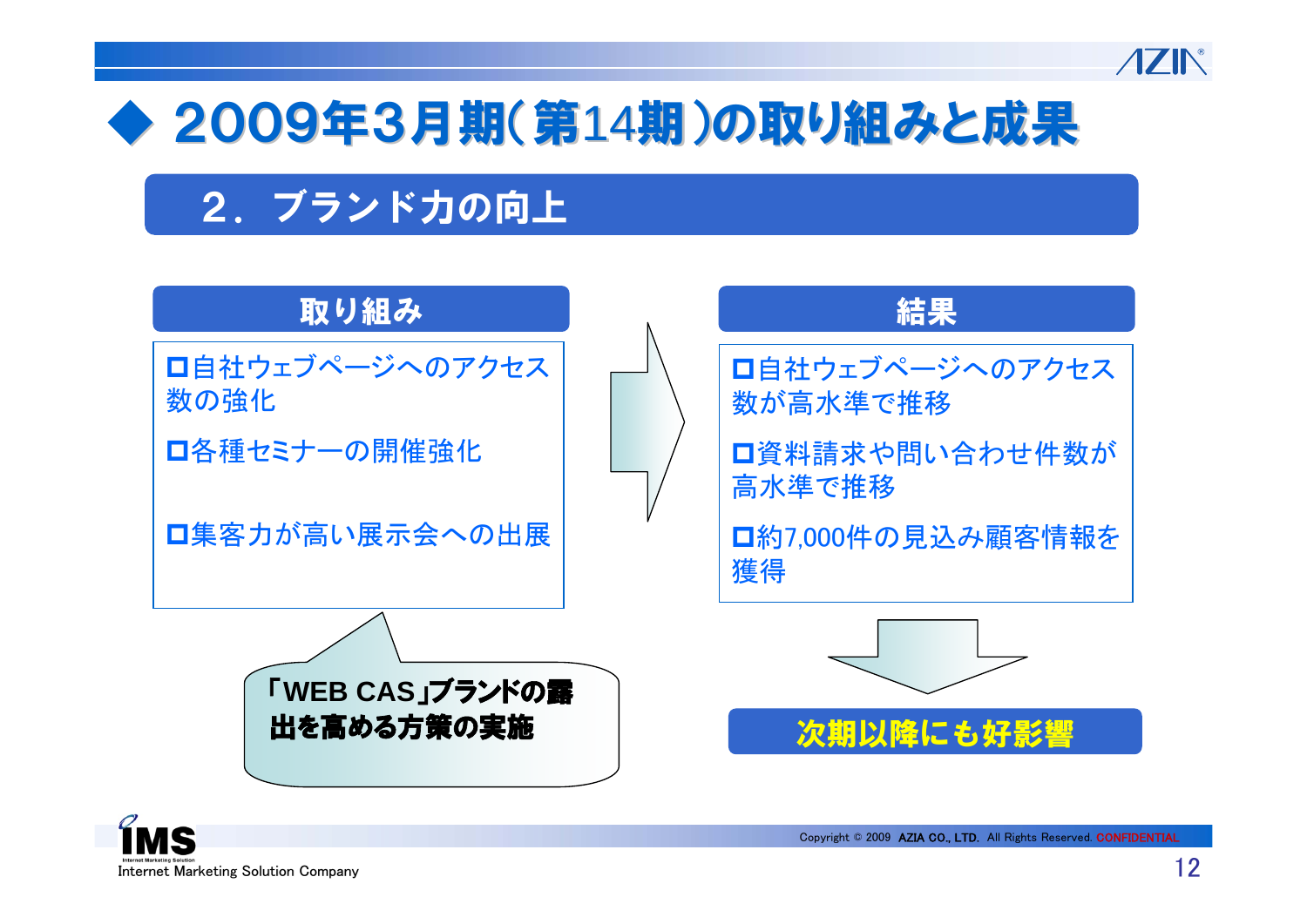# ◆ 2009年3月期(第14期)の取り組みと成果

## 2．ブランド力の向上

### 取り組み

- □自社ウェブページへのアクセス数の強化
- □各種セミナーの開催強化
- □集客力が高い展示会への出展

「WEB CAS」ブランドの露出を高める方策の実施

### 結果

- □自社ウェブページへのアクセス数が高水準で推移
- □資料請求や問い合わせ件数が高水準で推移
- □約7,000件の見込み顧客情報を獲得

**次期以降にも好影響**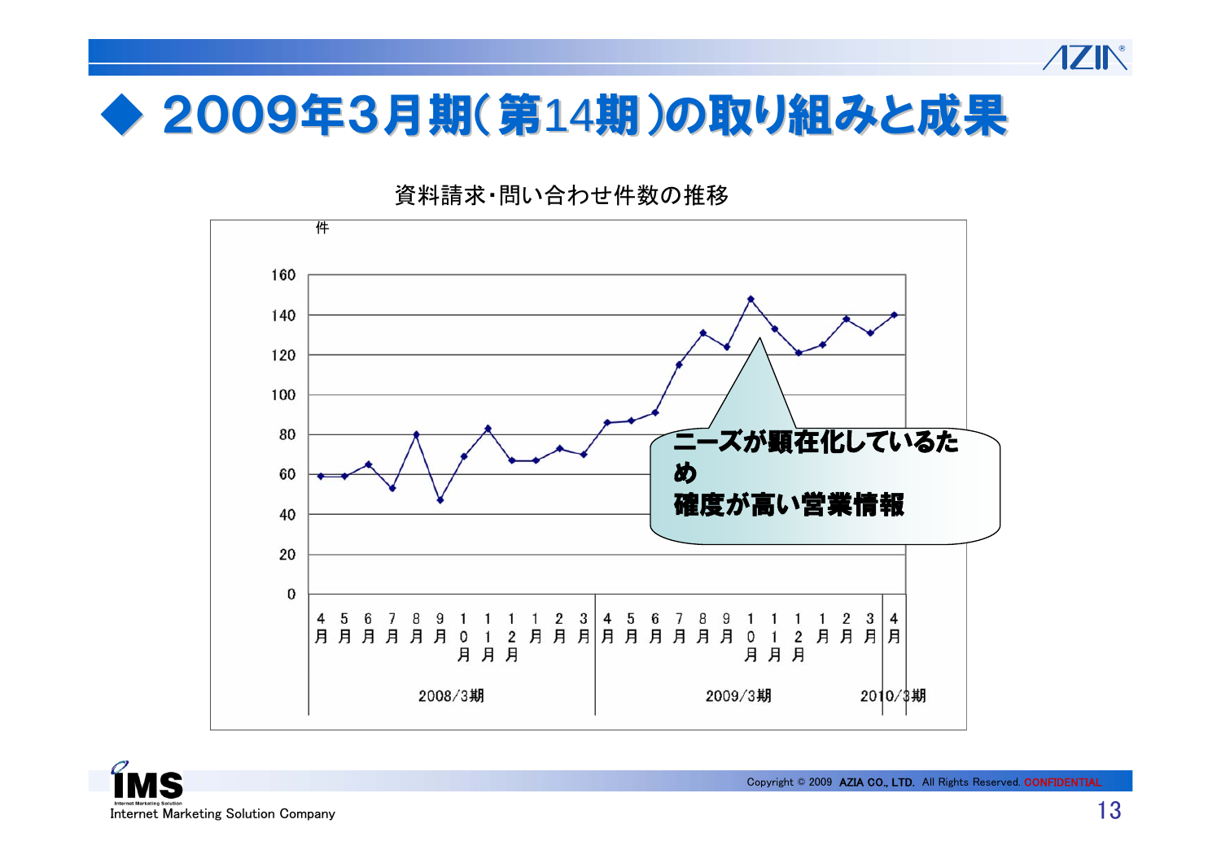# ◆ 2009年3月期(第14期)の取り組みと成果

資料請求・問い合わせ件数の推移

件

| 期 | 月 | 件数(概算) |
|---|---|---|
| 2008/3期 | 4月 | 59 |
| | 5月 | 59 |
| | 6月 | 65 |
| | 7月 | 53 |
| | 8月 | 80 |
| | 9月 | 47 |
| | 10月 | 69 |
| | 11月 | 83 |
| | 12月 | 67 |
| | 1月 | 67 |
| | 2月 | 73 |
| | 3月 | 70 |
| 2009/3期 | 4月 | 86 |
| | 5月 | 87 |
| | 6月 | 91 |
| | 7月 | 115 |
| | 8月 | 131 |
| | 9月 | 124 |
| | 10月 | 148 |
| | 11月 | 133 |
| | 12月 | 121 |
| | 1月 | 125 |
| | 2月 | 138 |
| | 3月 | 131 |
| 2010/3期 | 4月 | 140 |

**ニーズが顕在化しているため**
**確度が高い営業情報**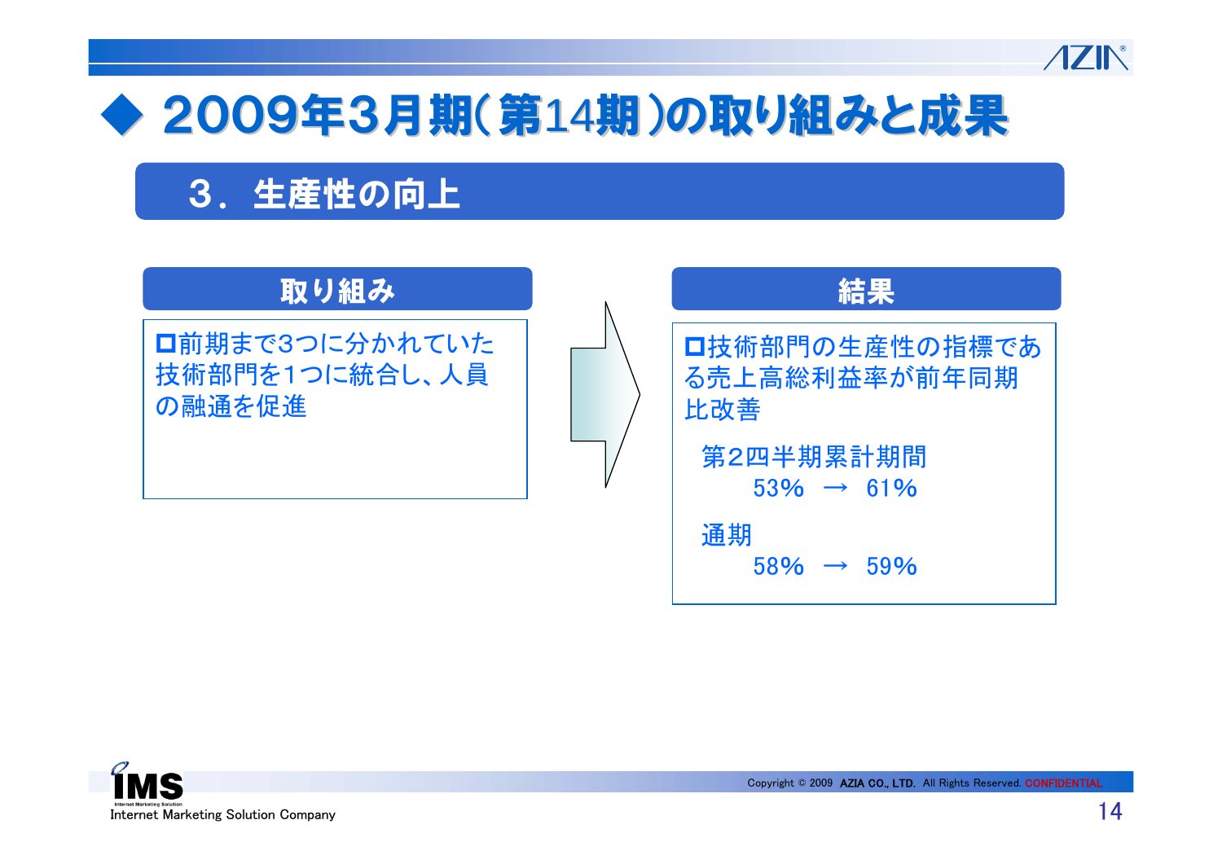# ◆ 2009年3月期（第14期）の取り組みと成果

## 3．生産性の向上

### 取り組み

- 前期まで3つに分かれていた技術部門を1つに統合し、人員の融通を促進

### 結果

- 技術部門の生産性の指標である売上高総利益率が前年同期比改善

第2四半期累計期間
53% → 61%

通期
58% → 59%

IMS
Internet Marketing Solution Company

Copyright © 2009 AZIA CO., LTD. All Rights Reserved. CONFIDENTIAL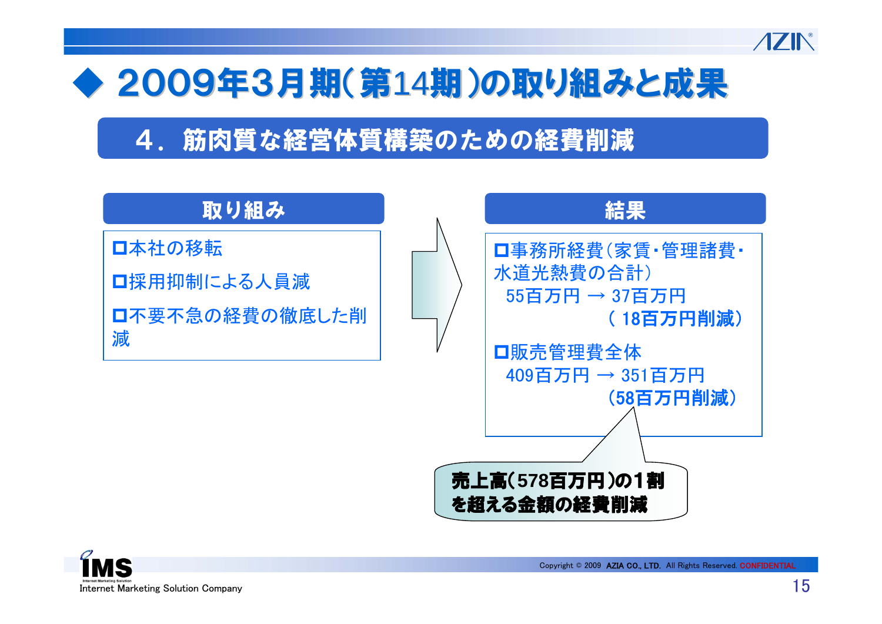# ◆ 2009年3月期(第14期)の取り組みと成果

## 4．筋肉質な経営体質構築のための経費削減

### 取り組み

- ■本社の移転
- ■採用抑制による人員減
- ■不要不急の経費の徹底した削減

### 結果

- ■事務所経費（家賃･管理諸費･水道光熱費の合計）
  55百万円 → 37百万円
  **（18百万円削減）**
- ■販売管理費全体
  409百万円 → 351百万円
  **（58百万円削減）**

**売上高(578百万円)の1割を超える金額の経費削減**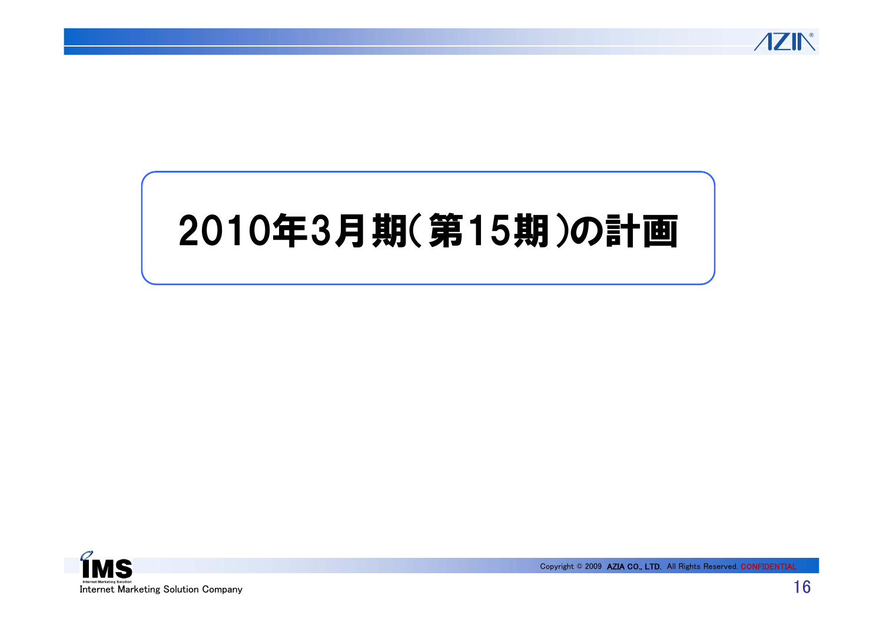# 2010年3月期(第15期)の計画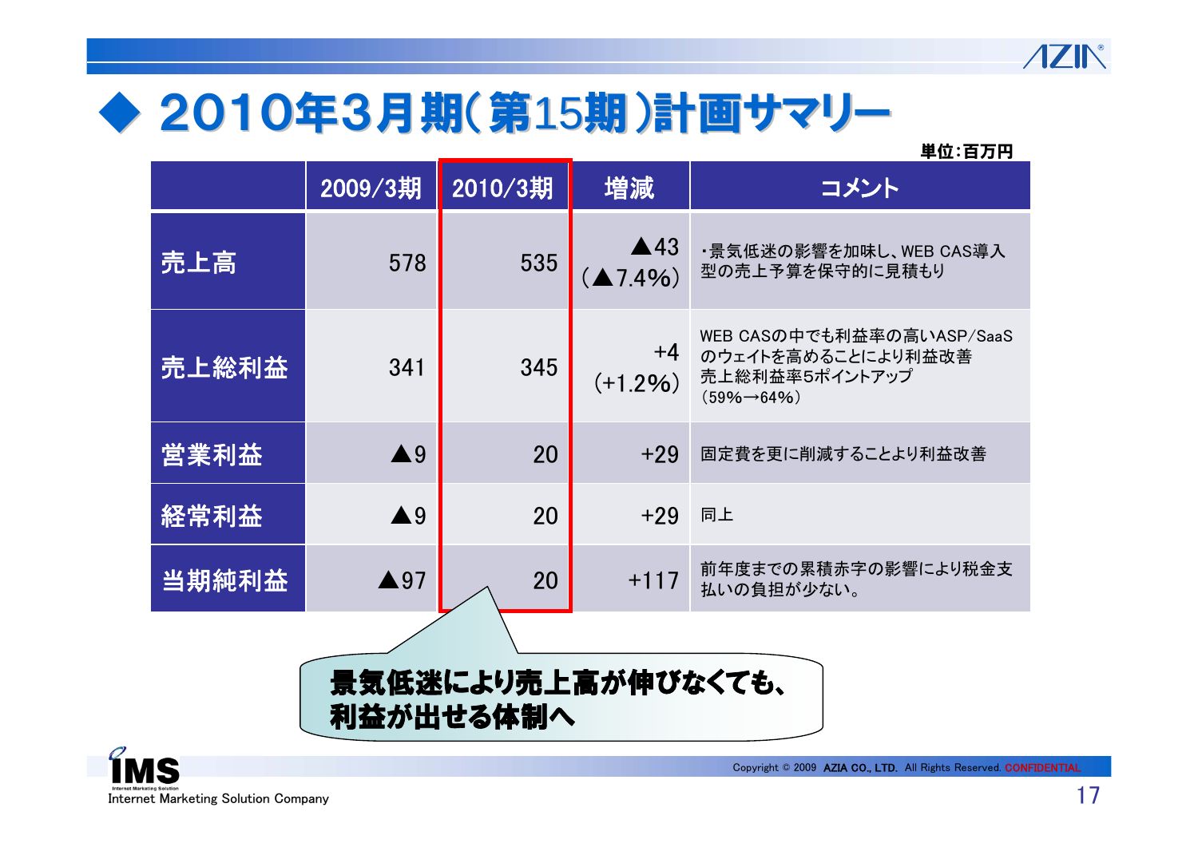# ◆ 2010年3月期（第15期）計画サマリー

単位：百万円

| | 2009/3期 | 2010/3期 | 増減 | コメント |
|---|---|---|---|---|
| 売上高 | 578 | 535 | ▲43 （▲7.4%） | ・景気低迷の影響を加味し、WEB CAS導入型の売上予算を保守的に見積もり |
| 売上総利益 | 341 | 345 | +4 （+1.2%） | WEB CASの中でも利益率の高いASP/SaaSのウェイトを高めることにより利益改善 売上総利益率5ポイントアップ （59%→64%） |
| 営業利益 | ▲9 | 20 | +29 | 固定費を更に削減することより利益改善 |
| 経常利益 | ▲9 | 20 | +29 | 同上 |
| 当期純利益 | ▲97 | 20 | +117 | 前年度までの累積赤字の影響により税金支払いの負担が少ない。 |

**景気低迷により売上高が伸びなくても、利益が出せる体制へ**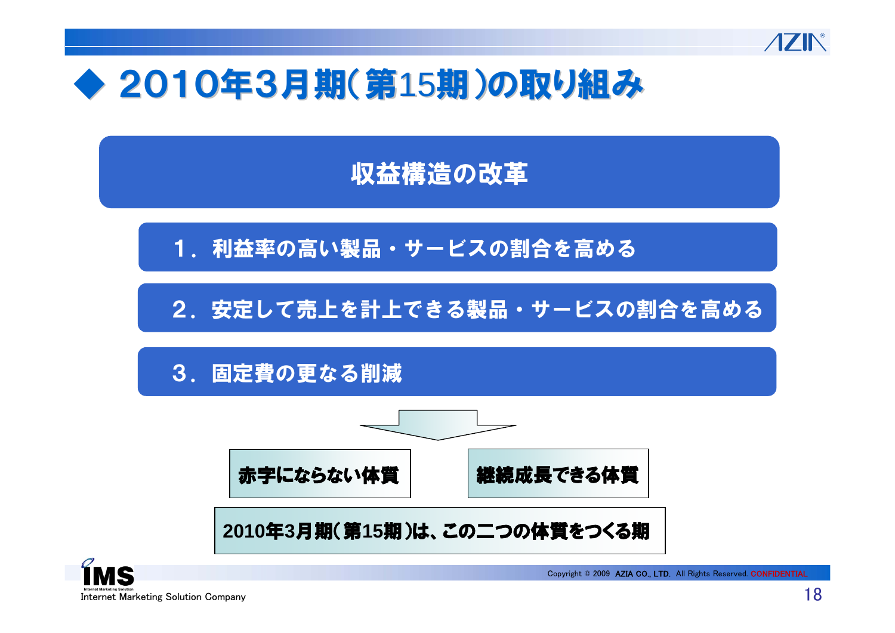# ◆ 2010年3月期(第15期)の取り組み

## 収益構造の改革

1．利益率の高い製品・サービスの割合を高める

2．安定して売上を計上できる製品・サービスの割合を高める

3．固定費の更なる削減

↓

**赤字にならない体質**　　**継続成長できる体質**

**2010年3月期(第15期)は、この二つの体質をつくる期**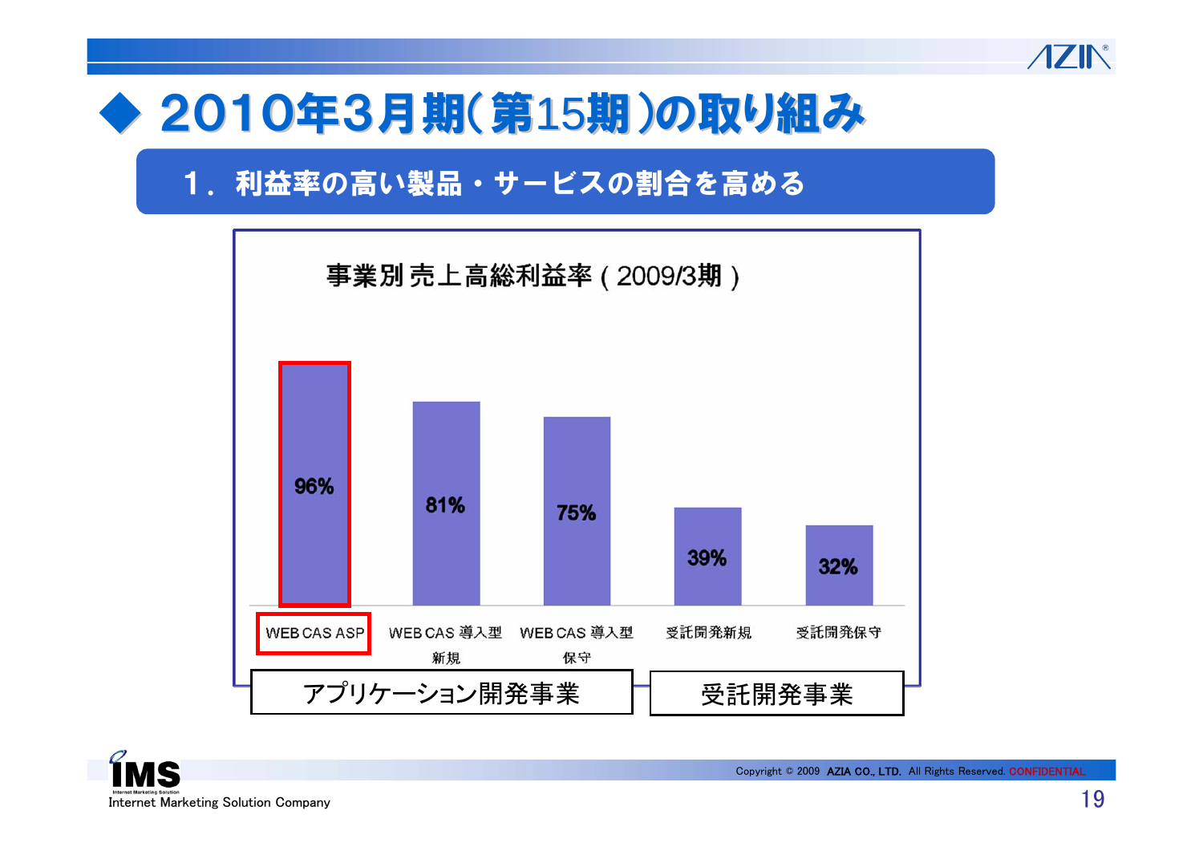# ◆ 2010年3月期（第15期）の取り組み

## 1．利益率の高い製品・サービスの割合を高める

事業別 売上高総利益率（2009/3期）

| アプリケーション開発事業 | | | 受託開発事業 | |
|---|---|---|---|---|
| WEB CAS ASP | WEB CAS 導入型 新規 | WEB CAS 導入型 保守 | 受託開発新規 | 受託開発保守 |
| 96% | 81% | 75% | 39% | 32% |

Copyright © 2009 AZIA CO., LTD. All Rights Reserved. CONFIDENTIAL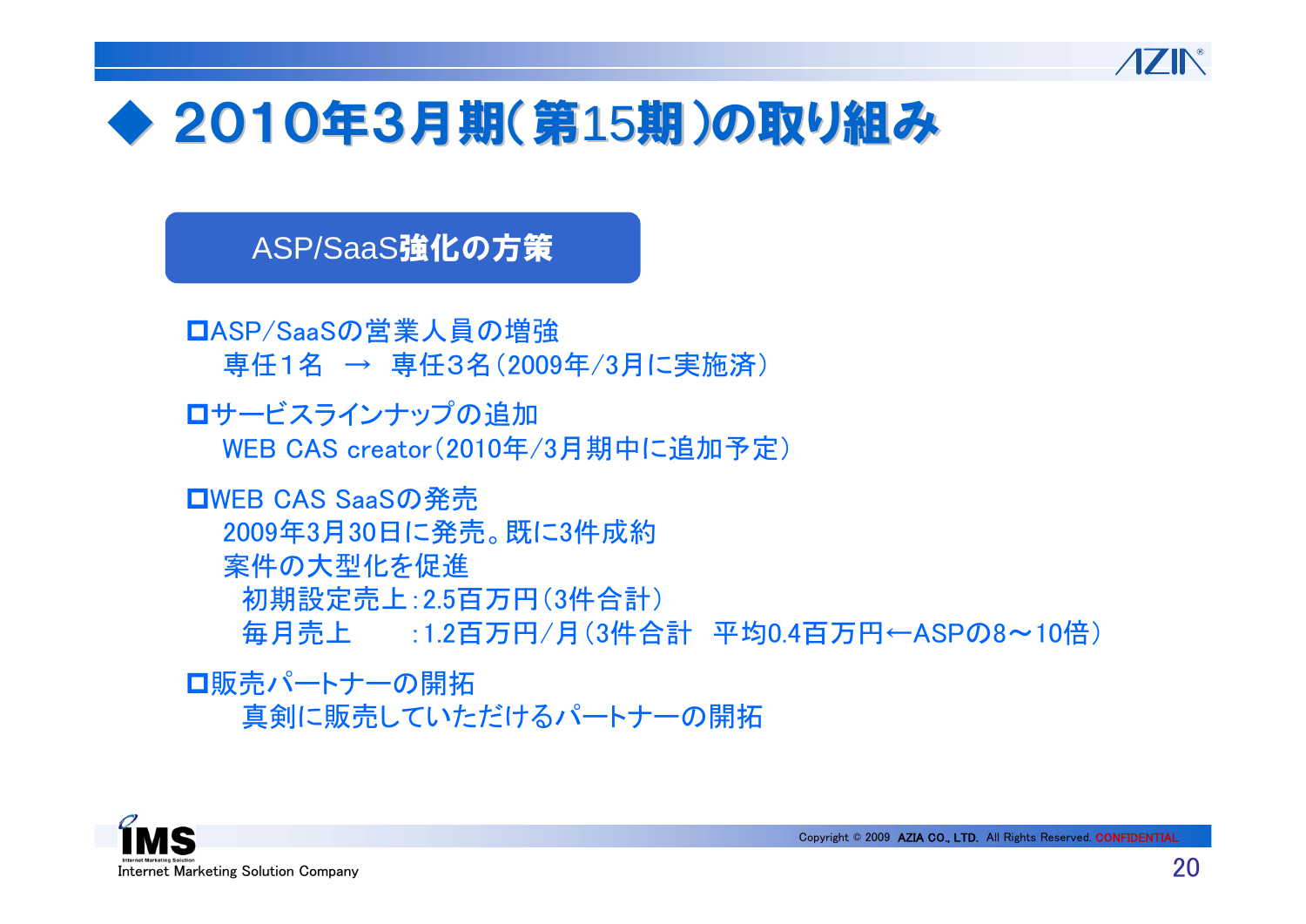# ◆ 2010年3月期(第15期)の取り組み

## ASP/SaaS強化の方策

□ASP/SaaSの営業人員の増強
専任1名　→　専任3名（2009年/3月に実施済）

□サービスラインナップの追加
WEB CAS creator（2010年/3月期中に追加予定）

□WEB CAS SaaSの発売
2009年3月30日に発売。既に3件成約
案件の大型化を促進
初期設定売上：2.5百万円（3件合計）
毎月売上　　：1.2百万円/月（3件合計　平均0.4百万円←ASPの8～10倍）

□販売パートナーの開拓
真剣に販売していただけるパートナーの開拓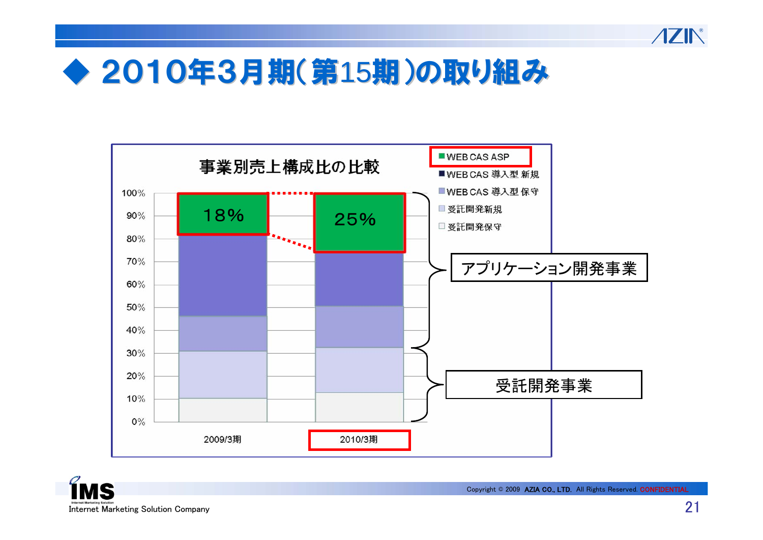# ◆ 2010年3月期(第15期)の取り組み

## 事業別売上構成比の比較

- WEB CAS ASP
- WEB CAS 導入型 新規
- WEB CAS 導入型 保守
- 受託開発新規
- 受託開発保守

| | 2009/3期 | 2010/3期 |
|---|---|---|
| WEB CAS ASP | 18% | 25% |

アプリケーション開発事業

受託開発事業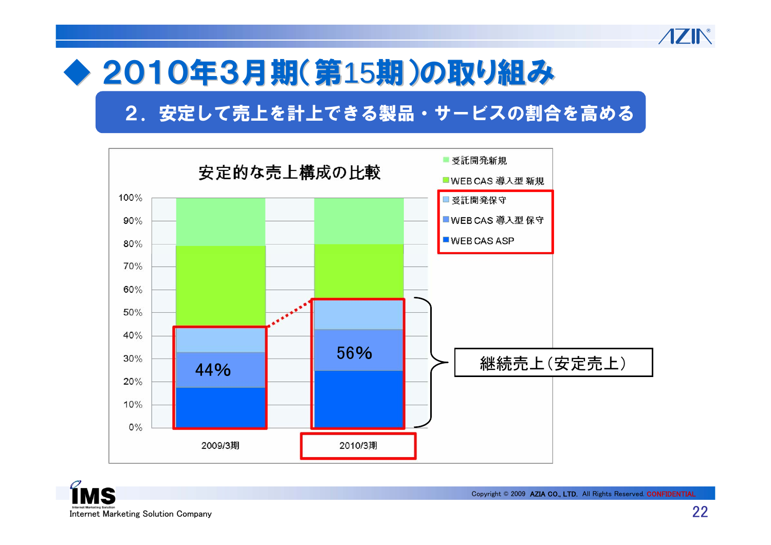# ◆ 2010年3月期(第15期)の取り組み

## 2．安定して売上を計上できる製品・サービスの割合を高める

**安定的な売上構成の比較**

凡例：
- 受託開発新規
- WEB CAS 導入型 新規
- 受託開発保守
- WEB CAS 導入型 保守
- WEB CAS ASP

| | 2009/3期 | 2010/3期 |
|---|---|---|
| 継続売上(安定売上) | 44% | 56% |

継続売上(安定売上)＝受託開発保守＋WEB CAS 導入型 保守＋WEB CAS ASP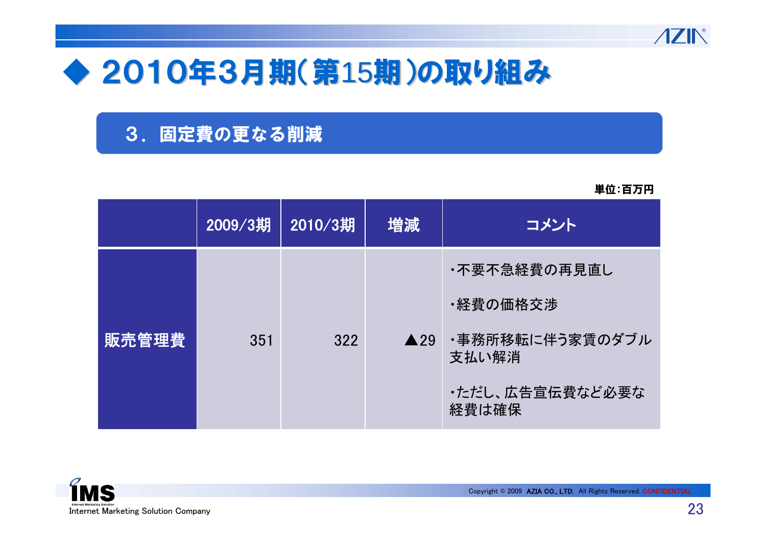# ◆ 2010年3月期(第15期)の取り組み

## 3．固定費の更なる削減

単位:百万円

| | 2009/3期 | 2010/3期 | 増減 | コメント |
|---|---|---|---|---|
| 販売管理費 | 351 | 322 | ▲29 | ・不要不急経費の再見直し<br>・経費の価格交渉<br>・事務所移転に伴う家賃のダブル支払い解消<br>・ただし、広告宣伝費など必要な経費は確保 |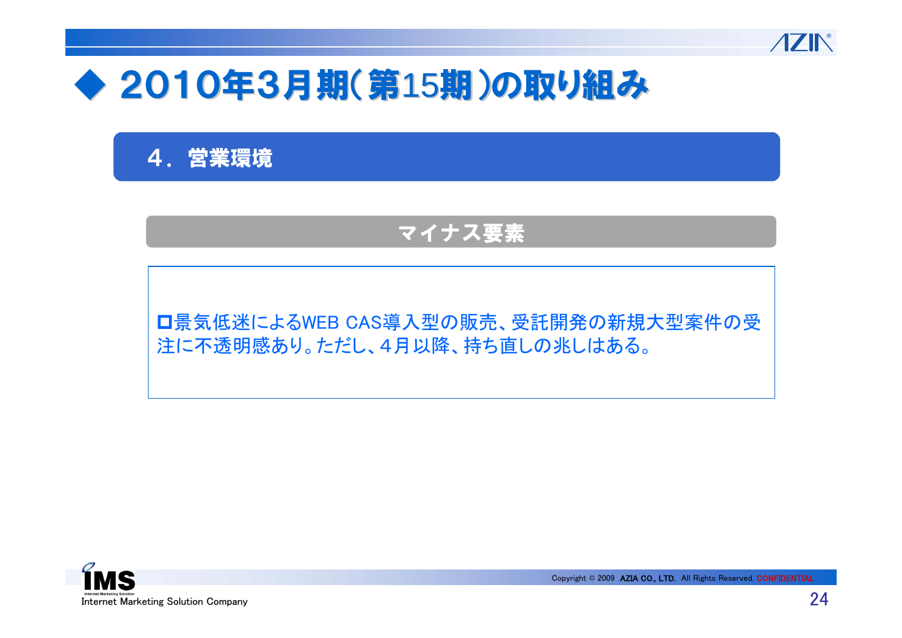# ◆ 2010年3月期（第15期）の取り組み

## ４．営業環境

### マイナス要素

□景気低迷によるWEB CAS導入型の販売、受託開発の新規大型案件の受注に不透明感あり。ただし、４月以降、持ち直しの兆しはある。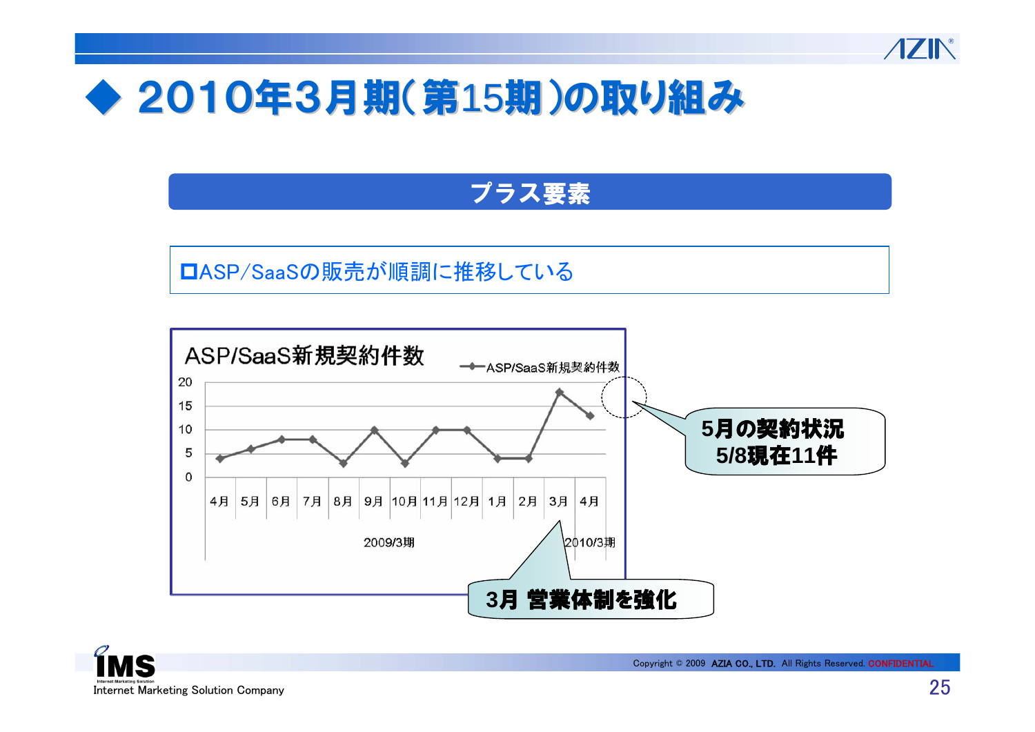# ◆ 2010年3月期(第15期)の取り組み

## プラス要素

☐ASP/SaaSの販売が順調に推移している

**ASP/SaaS新規契約件数**

| | 4月 | 5月 | 6月 | 7月 | 8月 | 9月 | 10月 | 11月 | 12月 | 1月 | 2月 | 3月 | 4月 |
|---|---|---|---|---|---|---|---|---|---|---|---|---|---|
| 期 | 2009/3期 | | | | | | | | | | | | 2010/3期 |
| ASP/SaaS新規契約件数 | 4 | 6 | 8 | 8 | 3 | 10 | 3 | 10 | 10 | 4 | 4 | 18 | 13 |

**5月の契約状況 5/8現在11件**

**3月 営業体制を強化**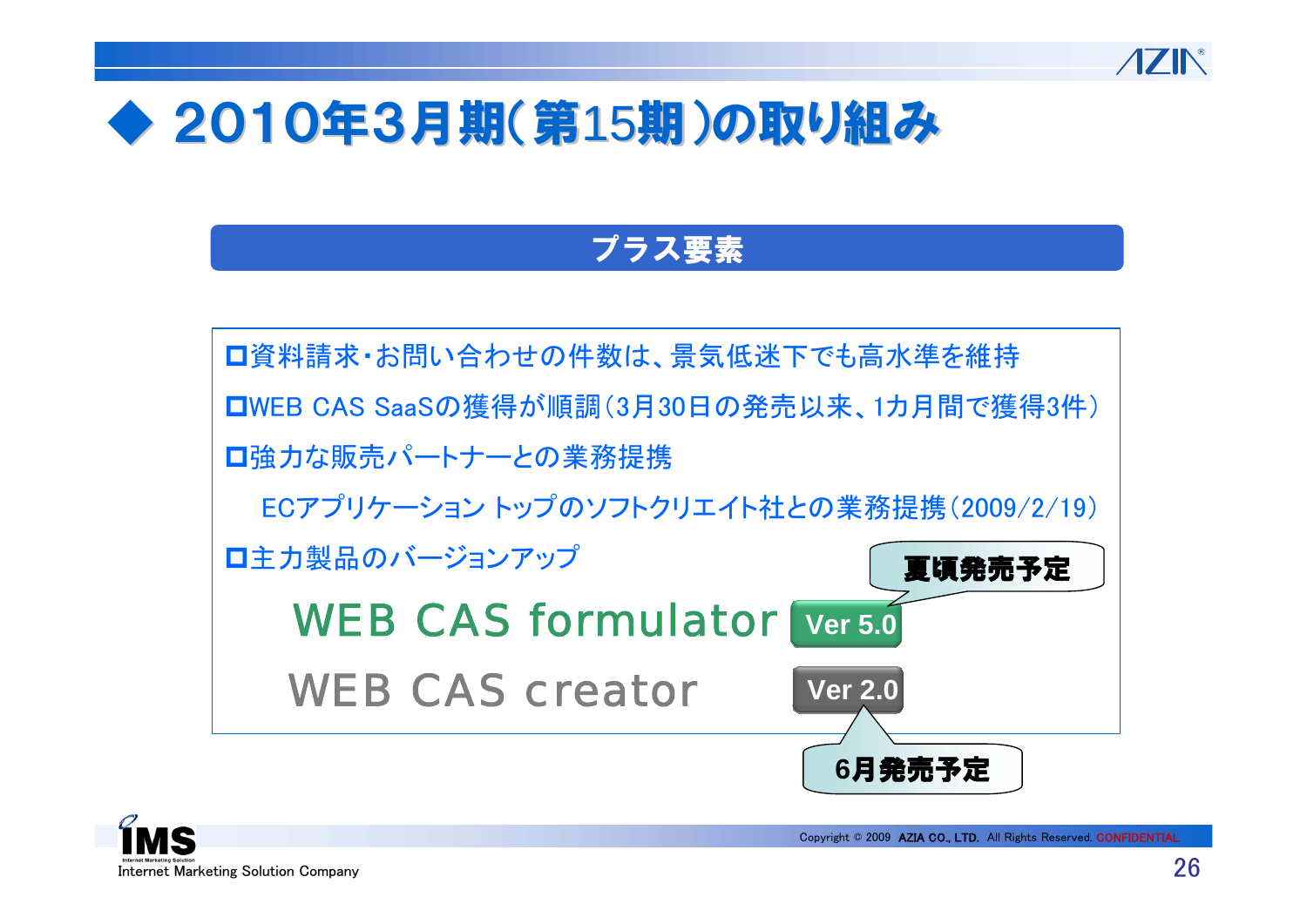# ◆ 2010年3月期(第15期)の取り組み

## プラス要素

- 資料請求・お問い合わせの件数は、景気低迷下でも高水準を維持
- WEB CAS SaaSの獲得が順調(3月30日の発売以来、1カ月間で獲得3件)
- 強力な販売パートナーとの業務提携

  ECアプリケーション トップのソフトクリエイト社との業務提携(2009/2/19)

- 主力製品のバージョンアップ

  WEB CAS formulator **Ver 5.0** — 夏頃発売予定

  WEB CAS creator **Ver 2.0** — 6月発売予定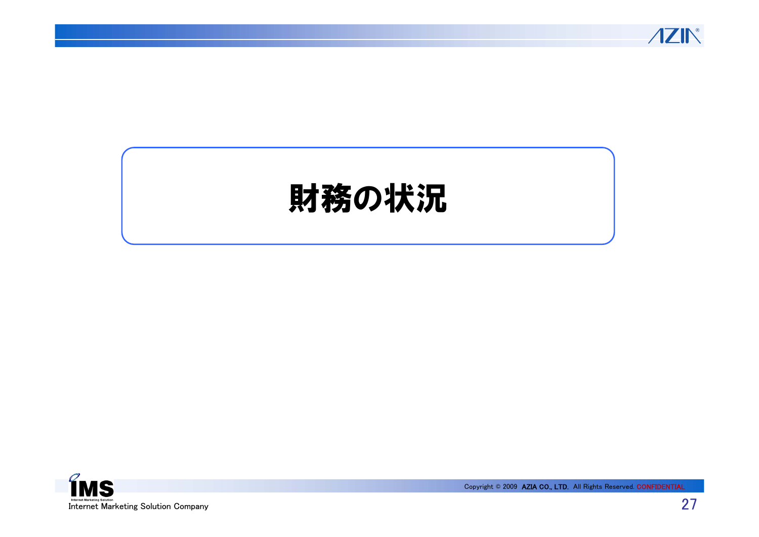# 財務の状況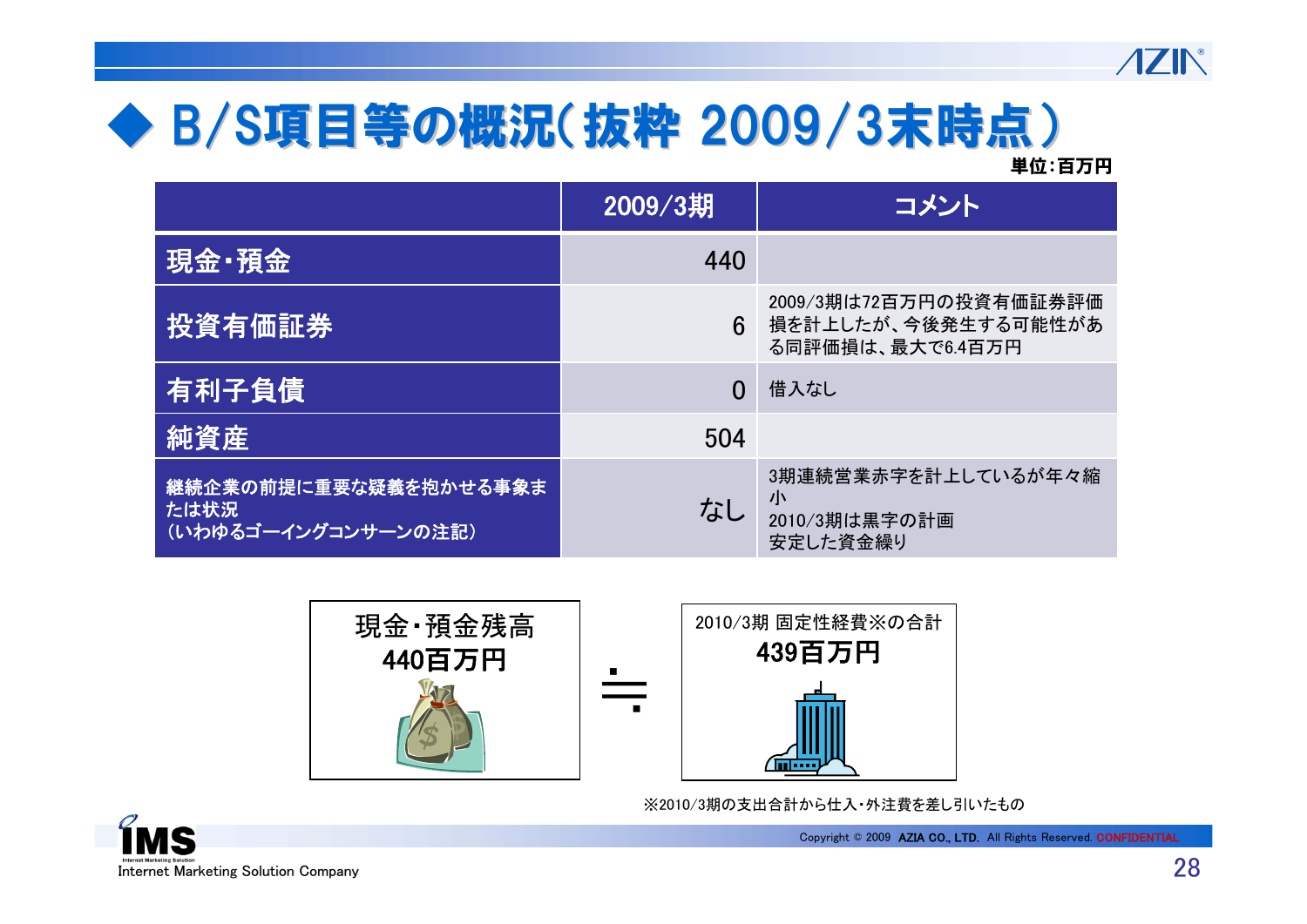# ◆ B/S項目等の概況（抜粋 2009/3末時点）

単位：百万円

| | 2009/3期 | コメント |
|---|---|---|
| 現金・預金 | 440 | |
| 投資有価証券 | 6 | 2009/3期は72百万円の投資有価証券評価損を計上したが、今後発生する可能性がある同評価損は、最大で6.4百万円 |
| 有利子負債 | 0 | 借入なし |
| 純資産 | 504 | |
| 継続企業の前提に重要な疑義を抱かせる事象または状況（いわゆるゴーイングコンサーンの注記） | なし | 3期連続営業赤字を計上しているが年々縮小<br>2010/3期は黒字の計画<br>安定した資金繰り |

**現金・預金残高**
**440百万円**

≒

**2010/3期 固定性経費※の合計**
**439百万円**

※2010/3期の支出合計から仕入・外注費を差し引いたもの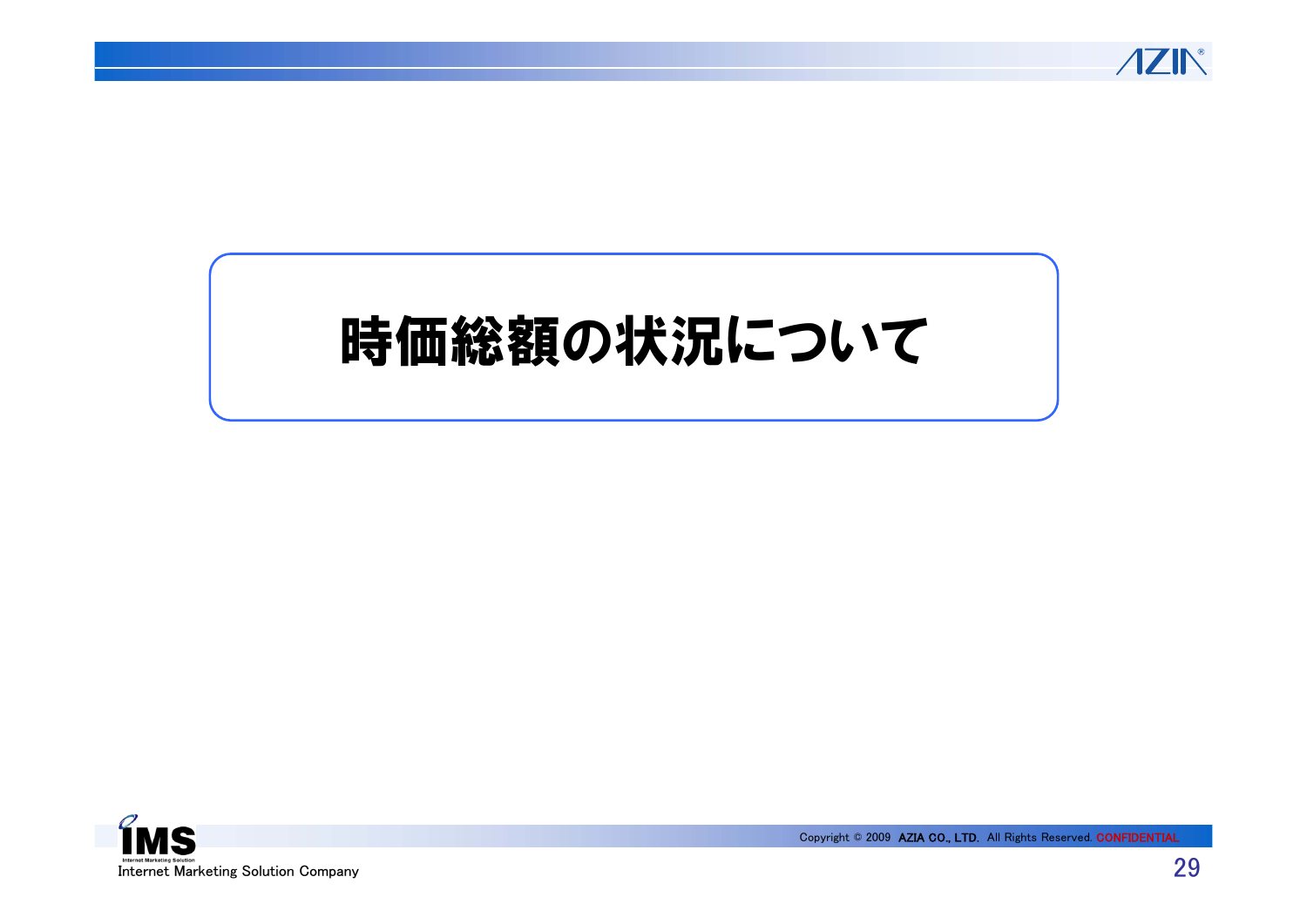# 時価総額の状況について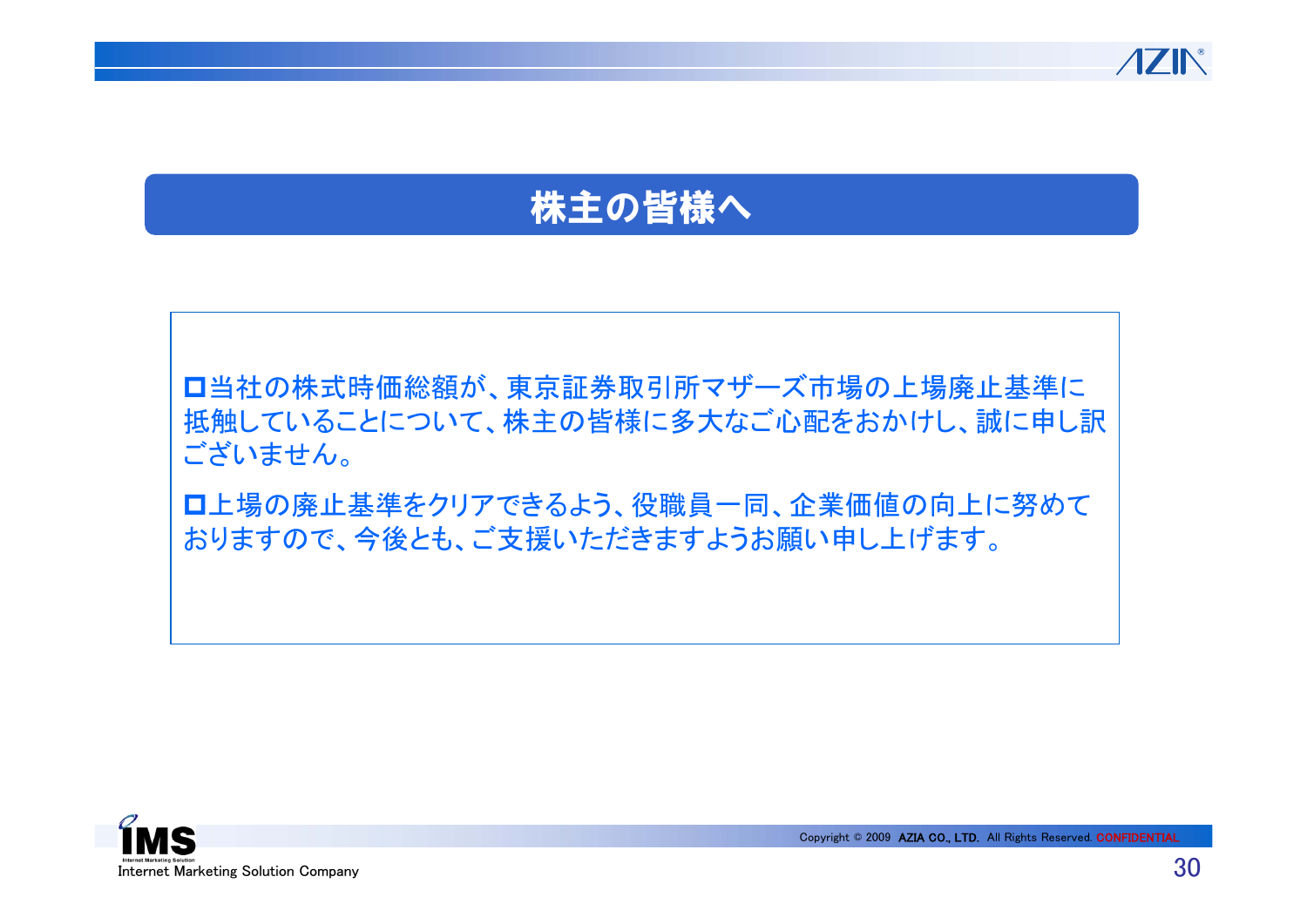# 株主の皆様へ

- 当社の株式時価総額が、東京証券取引所マザーズ市場の上場廃止基準に抵触していることについて、株主の皆様に多大なご心配をおかけし、誠に申し訳ございません。

- 上場の廃止基準をクリアできるよう、役職員一同、企業価値の向上に努めておりますので、今後とも、ご支援いただきますようお願い申し上げます。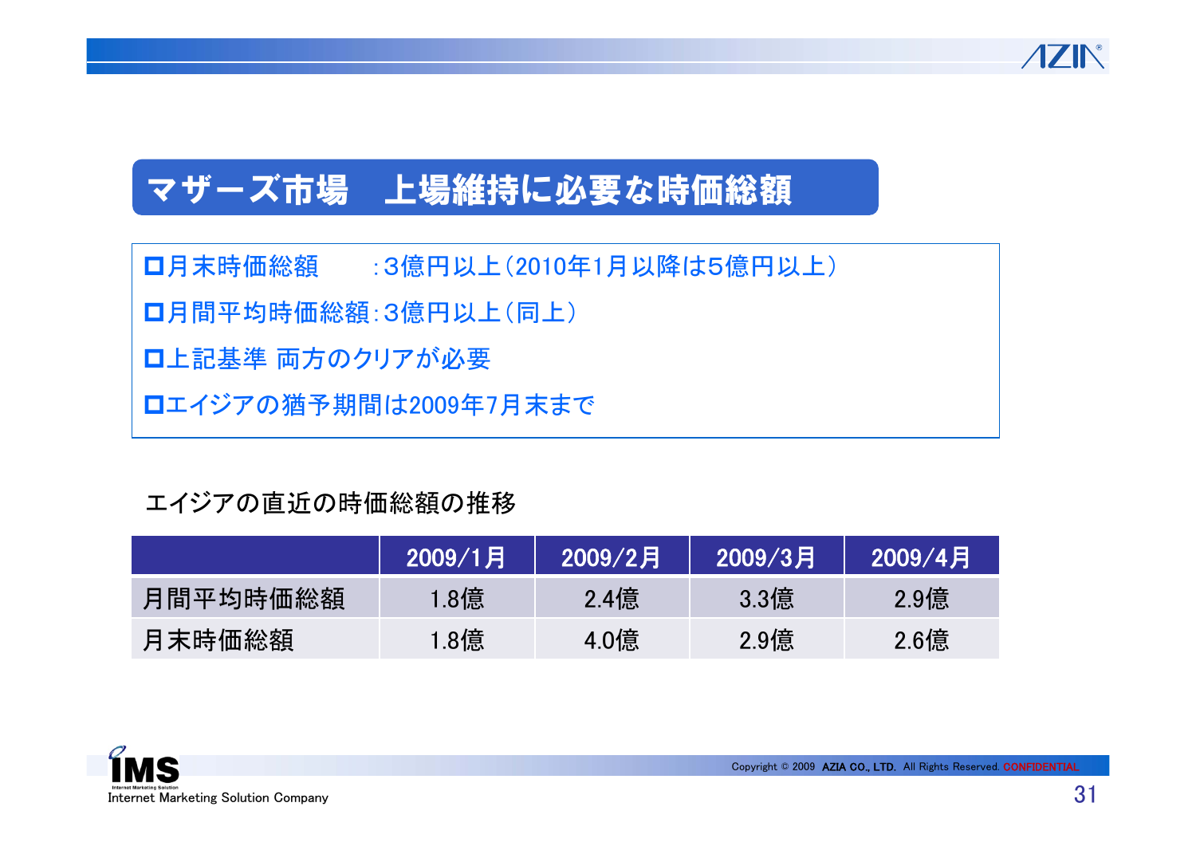## マザーズ市場　上場維持に必要な時価総額

- 月末時価総額　　　:3億円以上（2010年1月以降は5億円以上）
- 月間平均時価総額:3億円以上（同上）
- 上記基準 両方のクリアが必要
- エイジアの猶予期間は2009年7月末まで

エイジアの直近の時価総額の推移

| | 2009/1月 | 2009/2月 | 2009/3月 | 2009/4月 |
|---|---|---|---|---|
| 月間平均時価総額 | 1.8億 | 2.4億 | 3.3億 | 2.9億 |
| 月末時価総額 | 1.8億 | 4.0億 | 2.9億 | 2.6億 |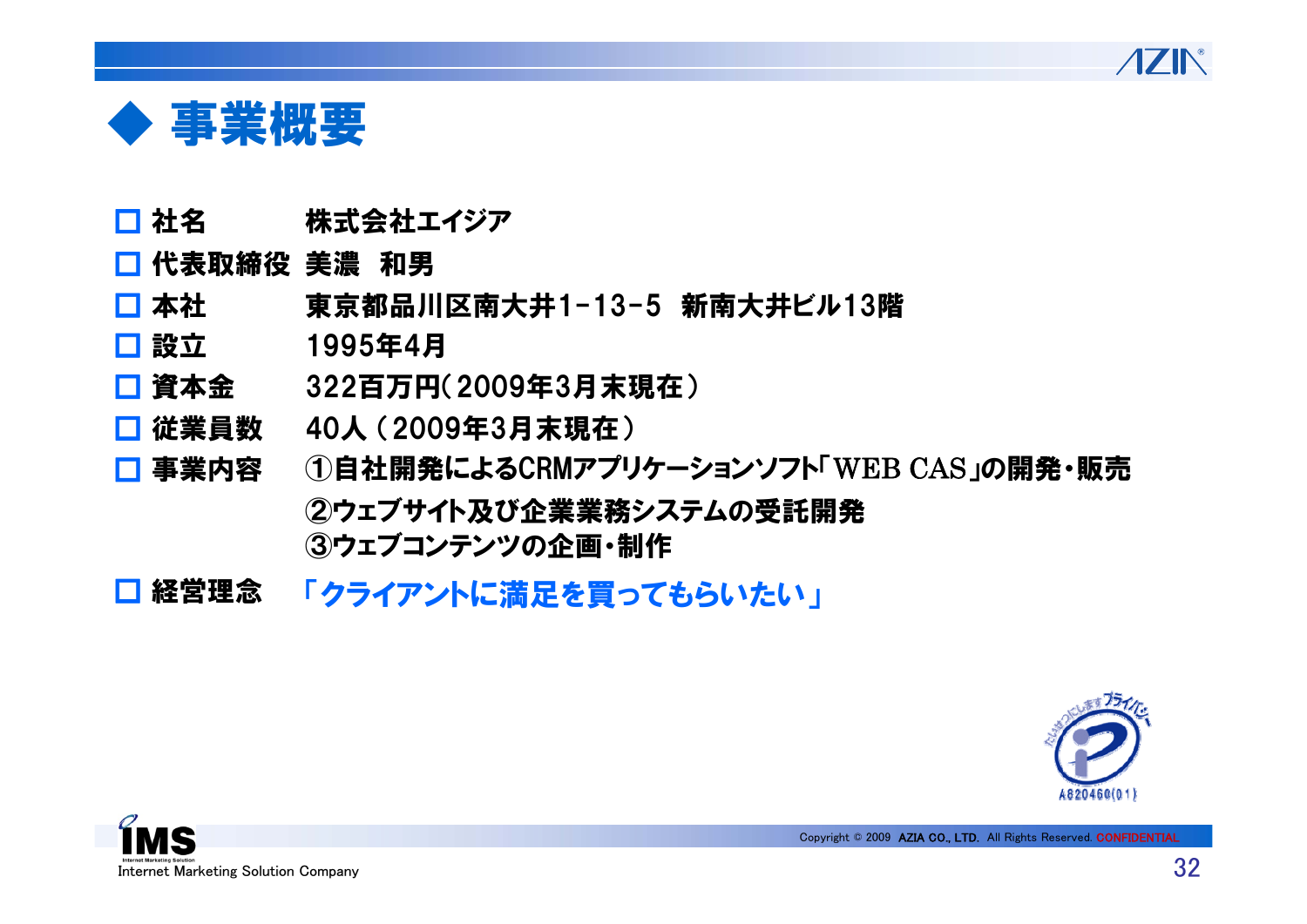# ◆ 事業概要

- 社名　株式会社エイジア
- 代表取締役　美濃　和男
- 本社　東京都品川区南大井1-13-5　新南大井ビル13階
- 設立　1995年4月
- 資本金　322百万円（2009年3月末現在）
- 従業員数　40人（2009年3月末現在）
- 事業内容
  - ①自社開発によるCRMアプリケーションソフト「WEB CAS」の開発・販売
  - ②ウェブサイト及び企業業務システムの受託開発
  - ③ウェブコンテンツの企画・制作
- 経営理念　「クライアントに満足を買ってもらいたい」

たいせつにしますプライバシー A820460(01)

Internet Marketing Solution Company

Copyright © 2009 AZIA CO., LTD. All Rights Reserved. CONFIDENTIAL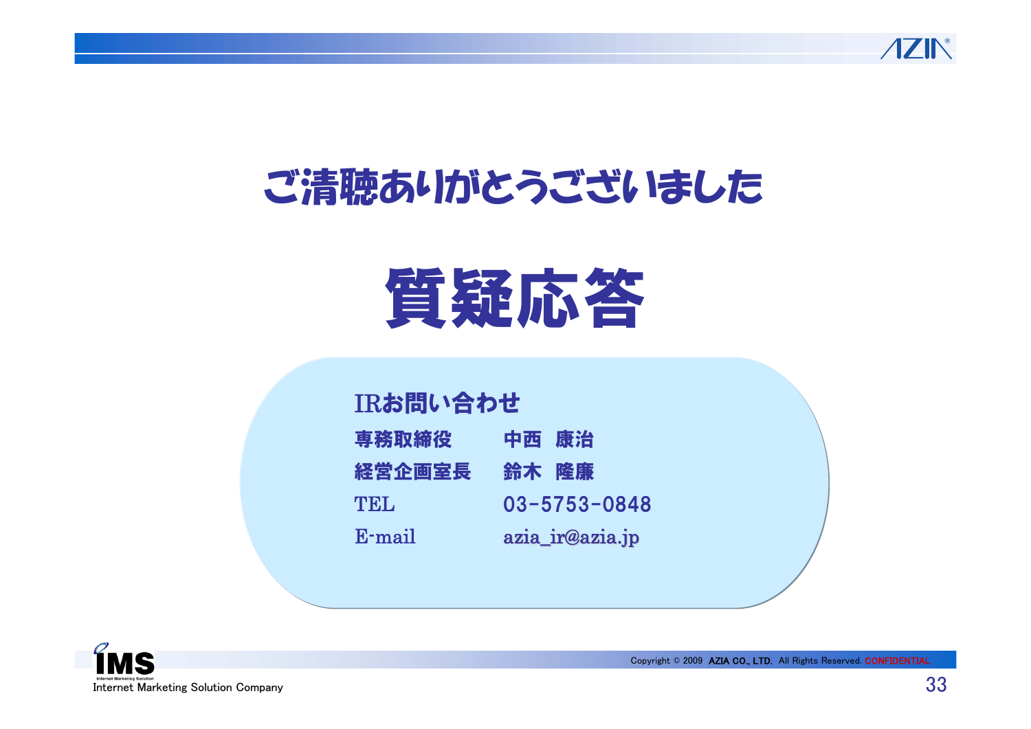# ご清聴ありがとうございました

# 質疑応答

**IRお問い合わせ**

| | |
|---|---|
| 専務取締役 | 中西　康治 |
| 経営企画室長 | 鈴木　隆廉 |
| TEL | 03-5753-0848 |
| E-mail | azia_ir@azia.jp |